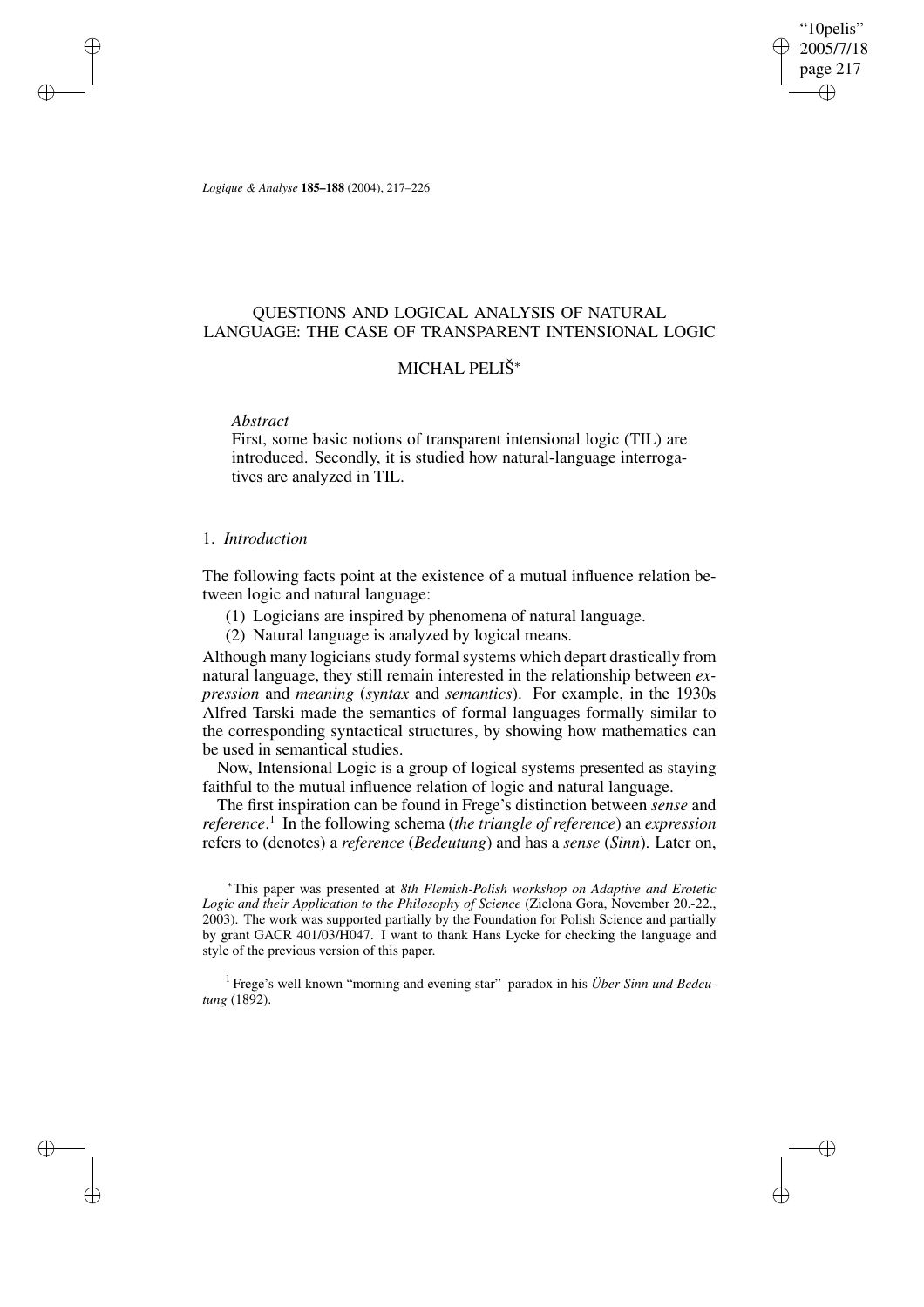# QUESTIONS AND LOGICAL ANALYSIS OF NATURAL LANGUAGE: THE CASE OF TRANSPARENT INTENSIONAL LOGIC

## MICHAL PELIŠ[*]

*Abstract*

First, some basic notions of transparent intensional logic (TIL) are introduced. Secondly, it is studied how natural-language interrogatives are analyzed in TIL.

### 1. *Introduction*

The following facts point at the existence of a mutual influence relation between logic and natural language:

(1) Logicians are inspired by phenomena of natural language.

(2) Natural language is analyzed by logical means.

Although many logicians study formal systems which depart drastically from natural language, they still remain interested in the relationship between *expression* and *meaning* (*syntax* and *semantics*). For example, in the 1930s Alfred Tarski made the semantics of formal languages formally similar to the corresponding syntactical structures, by showing how mathematics can be used in semantical studies.

Now, Intensional Logic is a group of logical systems presented as staying faithful to the mutual influence relation of logic and natural language.

The first inspiration can be found in Frege's distinction between *sense* and *reference*.[1] In the following schema (*the triangle of reference*) an *expression* refers to (denotes) a *reference* (*Bedeutung*) and has a *sense* (*Sinn*). Later on,

[*] This paper was presented at *8th Flemish-Polish workshop on Adaptive and Erotetic Logic and their Application to the Philosophy of Science* (Zielona Gora, November 20.-22., 2003). The work was supported partially by the Foundation for Polish Science and partially by grant GACR 401/03/H047. I want to thank Hans Lycke for checking the language and style of the previous version of this paper.

[1] Frege's well known "morning and evening star"–paradox in his *Über Sinn und Bedeutung* (1892).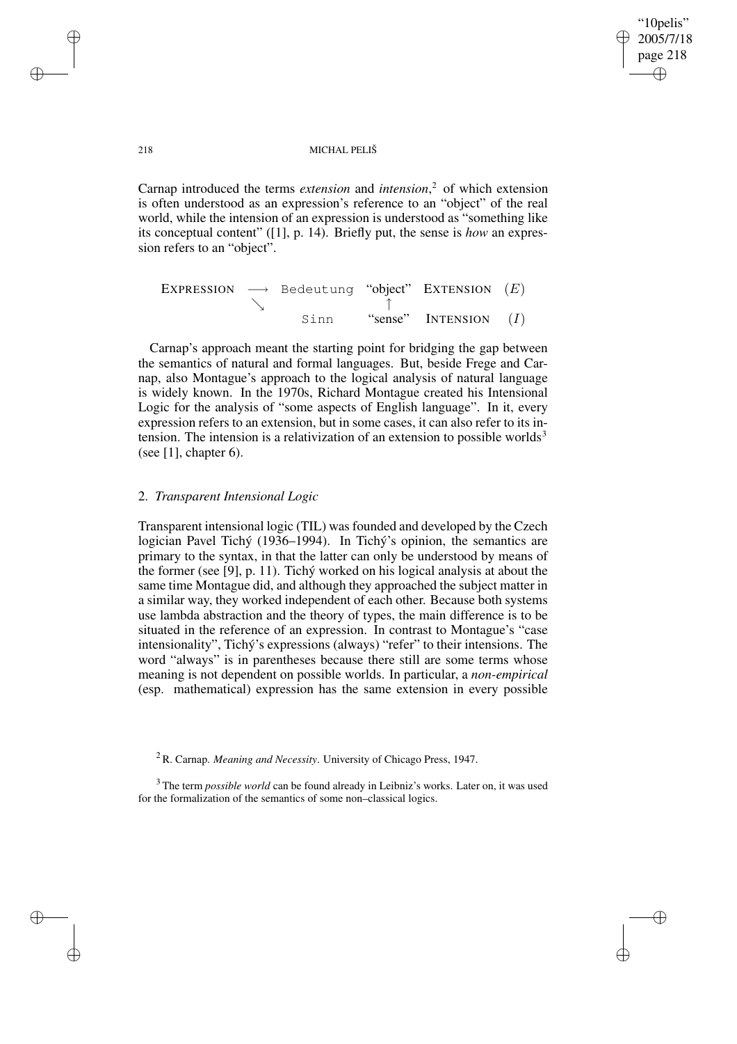Carnap introduced the terms *extension* and *intension*,[2] of which extension is often understood as an expression's reference to an "object" of the real world, while the intension of an expression is understood as "something like its conceptual content" ([1], p. 14). Briefly put, the sense is *how* an expression refers to an "object".

```
EXPRESSION  ──→  Bedeutung   "object"   EXTENSION  (E)
            ↘                   ↑
                 Sinn        "sense"    INTENSION  (I)
```

Carnap's approach meant the starting point for bridging the gap between the semantics of natural and formal languages. But, beside Frege and Carnap, also Montague's approach to the logical analysis of natural language is widely known. In the 1970s, Richard Montague created his Intensional Logic for the analysis of "some aspects of English language". In it, every expression refers to an extension, but in some cases, it can also refer to its intension. The intension is a relativization of an extension to possible worlds[3] (see [1], chapter 6).

## 2. *Transparent Intensional Logic*

Transparent intensional logic (TIL) was founded and developed by the Czech logician Pavel Tichý (1936–1994). In Tichý's opinion, the semantics are primary to the syntax, in that the latter can only be understood by means of the former (see [9], p. 11). Tichý worked on his logical analysis at about the same time Montague did, and although they approached the subject matter in a similar way, they worked independent of each other. Because both systems use lambda abstraction and the theory of types, the main difference is to be situated in the reference of an expression. In contrast to Montague's "case intensionality", Tichý's expressions (always) "refer" to their intensions. The word "always" is in parentheses because there still are some terms whose meaning is not dependent on possible worlds. In particular, a *non-empirical* (esp. mathematical) expression has the same extension in every possible

[2] R. Carnap. *Meaning and Necessity*. University of Chicago Press, 1947.

[3] The term *possible world* can be found already in Leibniz's works. Later on, it was used for the formalization of the semantics of some non–classical logics.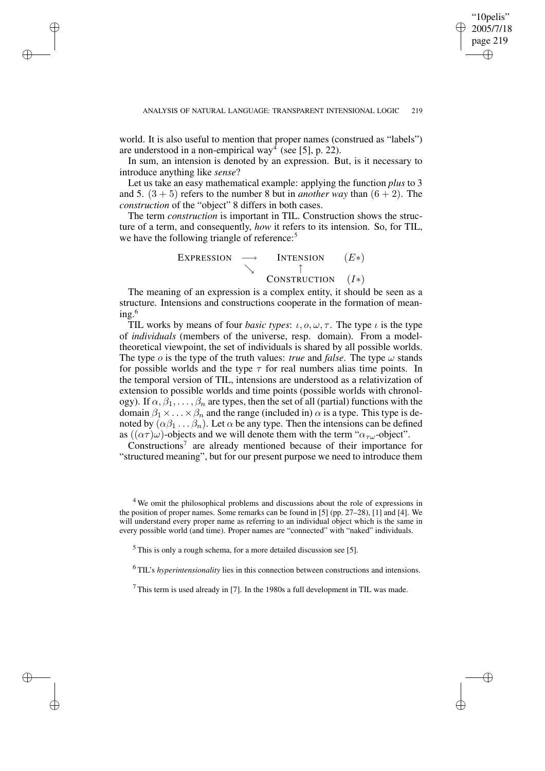world. It is also useful to mention that proper names (construed as "labels") are understood in a non-empirical way[4] (see [5], p. 22).

In sum, an intension is denoted by an expression. But, is it necessary to introduce anything like *sense*?

Let us take an easy mathematical example: applying the function *plus* to 3 and 5. $(3+5)$ refers to the number 8 but in *another way* than $(6+2)$. The *construction* of the "object" 8 differs in both cases.

The term *construction* is important in TIL. Construction shows the structure of a term, and consequently, *how* it refers to its intension. So, for TIL, we have the following triangle of reference:[5]

$$
\begin{array}{cccc}
\text{EXPRESSION} & \longrightarrow & \text{INTENSION} & (E*) \\
 & \searrow & \uparrow & \\
 & & \text{CONSTRUCTION} & (I*)
\end{array}
$$

The meaning of an expression is a complex entity, it should be seen as a structure. Intensions and constructions cooperate in the formation of meaning.[6]

TIL works by means of four *basic types*: $\iota, o, \omega, \tau$. The type $\iota$ is the type of *individuals* (members of the universe, resp. domain). From a model-theoretical viewpoint, the set of individuals is shared by all possible worlds. The type $o$ is the type of the truth values: *true* and *false*. The type $\omega$ stands for possible worlds and the type $\tau$ for real numbers alias time points. In the temporal version of TIL, intensions are understood as a relativization of extension to possible worlds and time points (possible worlds with chronology). If $\alpha, \beta_1, \ldots, \beta_n$ are types, then the set of all (partial) functions with the domain $\beta_1 \times \ldots \times \beta_n$ and the range (included in) $\alpha$ is a type. This type is denoted by $(\alpha\beta_1 \ldots \beta_n)$. Let $\alpha$ be any type. Then the intensions can be defined as $((\alpha\tau)\omega)$-objects and we will denote them with the term "$\alpha_{\tau\omega}$-object".

Constructions[7] are already mentioned because of their importance for "structured meaning", but for our present purpose we need to introduce them

[4] We omit the philosophical problems and discussions about the role of expressions in the position of proper names. Some remarks can be found in [5] (pp. 27–28), [1] and [4]. We will understand every proper name as referring to an individual object which is the same in every possible world (and time). Proper names are "connected" with "naked" individuals.

[5] This is only a rough schema, for a more detailed discussion see [5].

[6] TIL's *hyperintensionality* lies in this connection between constructions and intensions.

[7] This term is used already in [7]. In the 1980s a full development in TIL was made.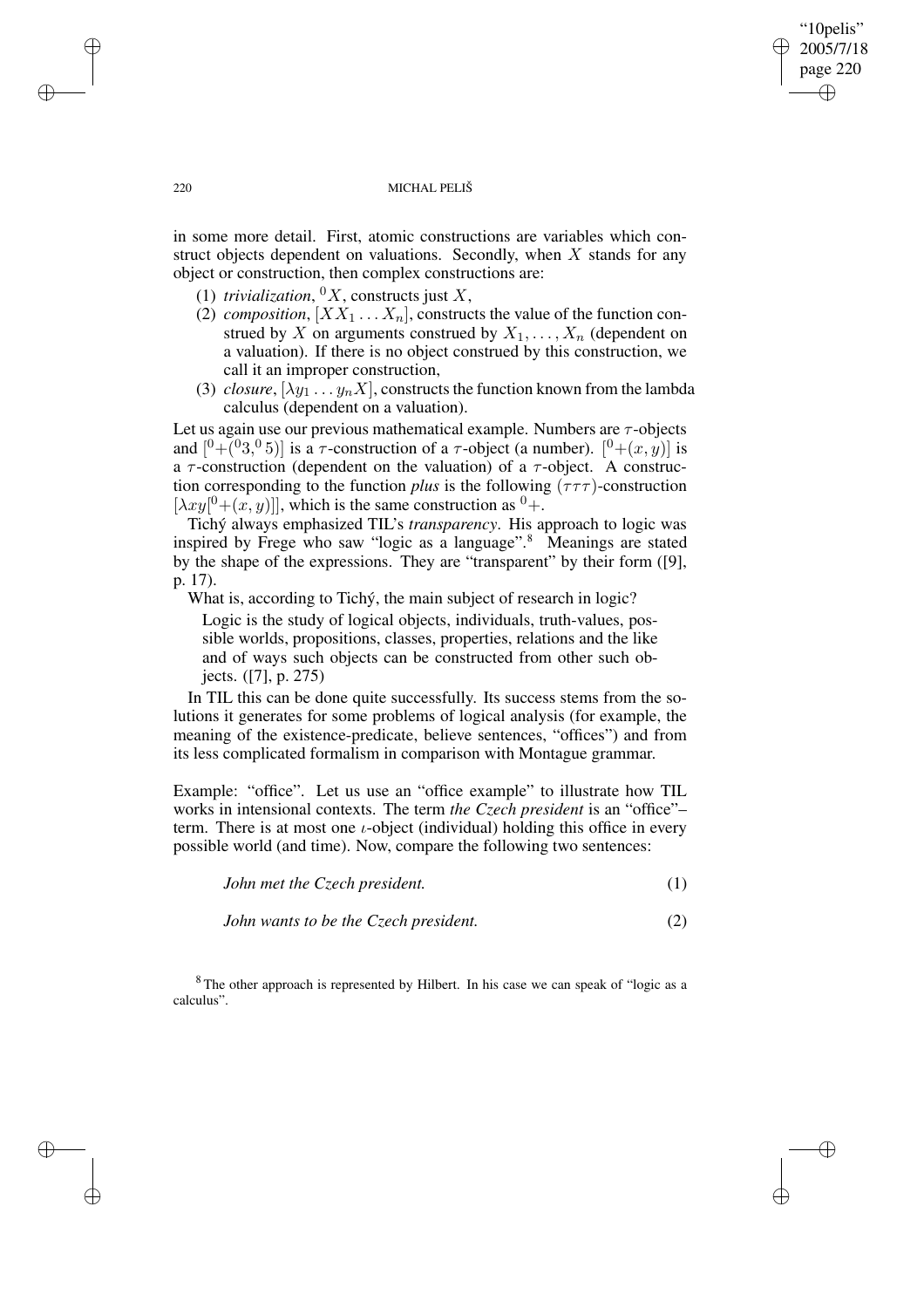in some more detail. First, atomic constructions are variables which construct objects dependent on valuations. Secondly, when $X$ stands for any object or construction, then complex constructions are:

(1) *trivialization*, ${}^0X$, constructs just $X$,

(2) *composition*, $[XX_1 \ldots X_n]$, constructs the value of the function construed by $X$ on arguments construed by $X_1, \ldots, X_n$ (dependent on a valuation). If there is no object construed by this construction, we call it an improper construction,

(3) *closure*, $[\lambda y_1 \ldots y_n X]$, constructs the function known from the lambda calculus (dependent on a valuation).

Let us again use our previous mathematical example. Numbers are $\tau$-objects and $[{}^0{+}({}^0 3, {}^0 5)]$ is a $\tau$-construction of a $\tau$-object (a number). $[{}^0{+}(x, y)]$ is a $\tau$-construction (dependent on the valuation) of a $\tau$-object. A construction corresponding to the function *plus* is the following $(\tau\tau\tau)$-construction $[\lambda xy[{}^0{+}(x, y)]]$, which is the same construction as ${}^0{+}$.

Tichý always emphasized TIL's *transparency*. His approach to logic was inspired by Frege who saw "logic as a language".[8] Meanings are stated by the shape of the expressions. They are "transparent" by their form ([9], p. 17).

What is, according to Tichý, the main subject of research in logic?

> Logic is the study of logical objects, individuals, truth-values, possible worlds, propositions, classes, properties, relations and the like and of ways such objects can be constructed from other such objects. ([7], p. 275)

In TIL this can be done quite successfully. Its success stems from the solutions it generates for some problems of logical analysis (for example, the meaning of the existence-predicate, believe sentences, "offices") and from its less complicated formalism in comparison with Montague grammar.

Example: "office". Let us use an "office example" to illustrate how TIL works in intensional contexts. The term *the Czech president* is an "office"–term. There is at most one $\iota$-object (individual) holding this office in every possible world (and time). Now, compare the following two sentences:

*John met the Czech president.* (1)

*John wants to be the Czech president.* (2)

[8] The other approach is represented by Hilbert. In his case we can speak of "logic as a calculus".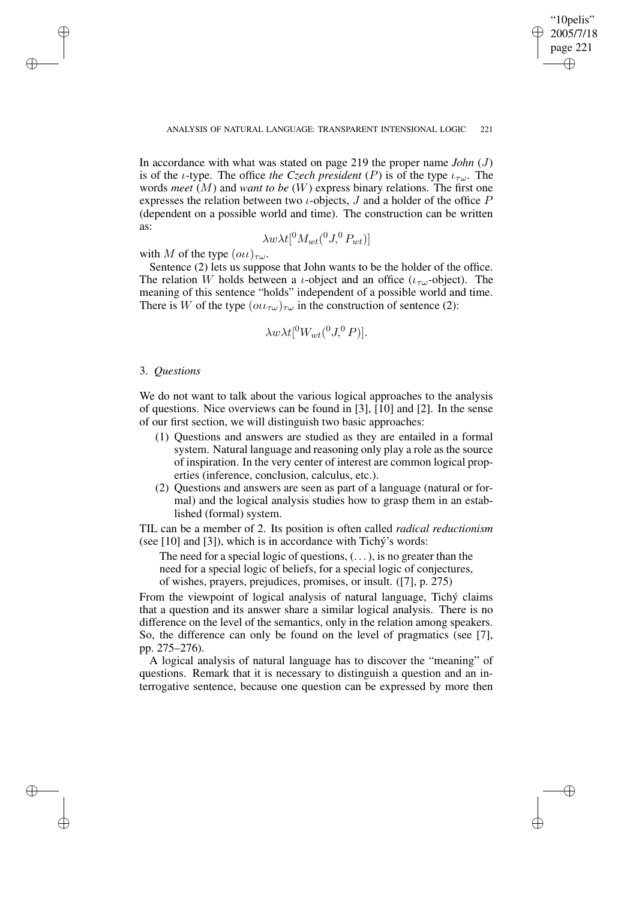In accordance with what was stated on page 219 the proper name *John* ($J$) is of the $\iota$-type. The office *the Czech president* ($P$) is of the type $\iota_{\tau\omega}$. The words *meet* ($M$) and *want to be* ($W$) express binary relations. The first one expresses the relation between two $\iota$-objects, $J$ and a holder of the office $P$ (dependent on a possible world and time). The construction can be written as:

$$\lambda w \lambda t [{}^0 M_{wt} ({}^0 J, {}^0 P_{wt})]$$

with $M$ of the type $(o\iota\iota)_{\tau\omega}$.

Sentence (2) lets us suppose that John wants to be the holder of the office. The relation $W$ holds between a $\iota$-object and an office ($\iota_{\tau\omega}$-object). The meaning of this sentence "holds" independent of a possible world and time. There is $W$ of the type $(o\iota\iota_{\tau\omega})_{\tau\omega}$ in the construction of sentence (2):

$$\lambda w \lambda t [{}^0 W_{wt} ({}^0 J, {}^0 P)].$$

## 3. *Questions*

We do not want to talk about the various logical approaches to the analysis of questions. Nice overviews can be found in [3], [10] and [2]. In the sense of our first section, we will distinguish two basic approaches:

(1) Questions and answers are studied as they are entailed in a formal system. Natural language and reasoning only play a role as the source of inspiration. In the very center of interest are common logical properties (inference, conclusion, calculus, etc.).

(2) Questions and answers are seen as part of a language (natural or formal) and the logical analysis studies how to grasp them in an established (formal) system.

TIL can be a member of 2. Its position is often called *radical reductionism* (see [10] and [3]), which is in accordance with Tichý's words:

> The need for a special logic of questions, (...), is no greater than the need for a special logic of beliefs, for a special logic of conjectures, of wishes, prayers, prejudices, promises, or insult. ([7], p. 275)

From the viewpoint of logical analysis of natural language, Tichý claims that a question and its answer share a similar logical analysis. There is no difference on the level of the semantics, only in the relation among speakers. So, the difference can only be found on the level of pragmatics (see [7], pp. 275–276).

A logical analysis of natural language has to discover the "meaning" of questions. Remark that it is necessary to distinguish a question and an interrogative sentence, because one question can be expressed by more then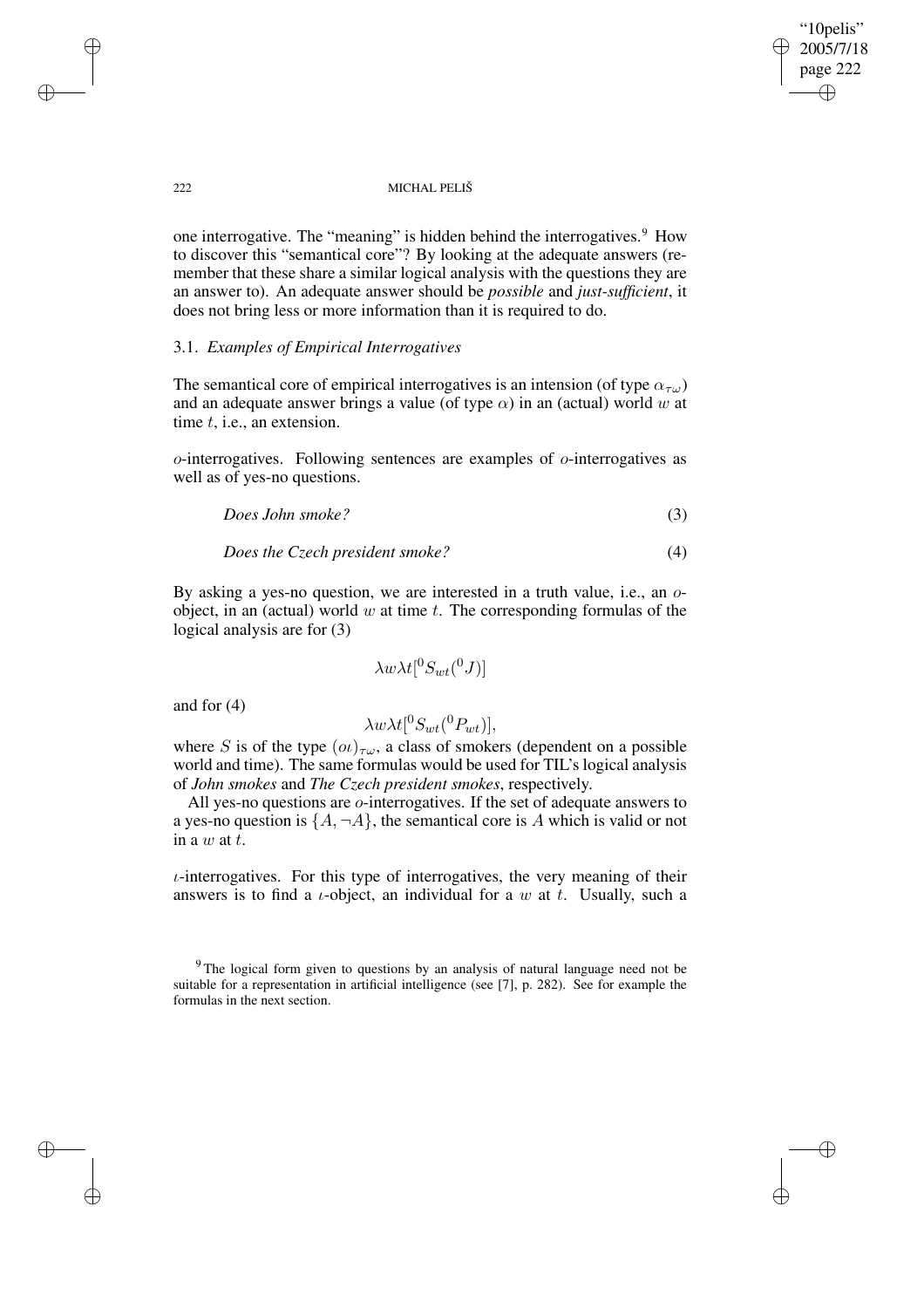one interrogative. The "meaning" is hidden behind the interrogatives.[9] How to discover this "semantical core"? By looking at the adequate answers (remember that these share a similar logical analysis with the questions they are an answer to). An adequate answer should be *possible* and *just-sufficient*, it does not bring less or more information than it is required to do.

### 3.1. *Examples of Empirical Interrogatives*

The semantical core of empirical interrogatives is an intension (of type $\alpha_{\tau\omega}$) and an adequate answer brings a value (of type $\alpha$) in an (actual) world $w$ at time $t$, i.e., an extension.

$o$-interrogatives. Following sentences are examples of $o$-interrogatives as well as of yes-no questions.

*Does John smoke?* (3)

*Does the Czech president smoke?* (4)

By asking a yes-no question, we are interested in a truth value, i.e., an $o$-object, in an (actual) world $w$ at time $t$. The corresponding formulas of the logical analysis are for (3)

$$\lambda w \lambda t[{}^0S_{wt}({}^0J)]$$

and for (4)

$$\lambda w \lambda t[{}^0S_{wt}({}^0P_{wt})],$$

where $S$ is of the type $(o\iota)_{\tau\omega}$, a class of smokers (dependent on a possible world and time). The same formulas would be used for TIL's logical analysis of *John smokes* and *The Czech president smokes*, respectively.

All yes-no questions are $o$-interrogatives. If the set of adequate answers to a yes-no question is $\{A, \neg A\}$, the semantical core is $A$ which is valid or not in a $w$ at $t$.

$\iota$-interrogatives. For this type of interrogatives, the very meaning of their answers is to find a $\iota$-object, an individual for a $w$ at $t$. Usually, such a

[9] The logical form given to questions by an analysis of natural language need not be suitable for a representation in artificial intelligence (see [7], p. 282). See for example the formulas in the next section.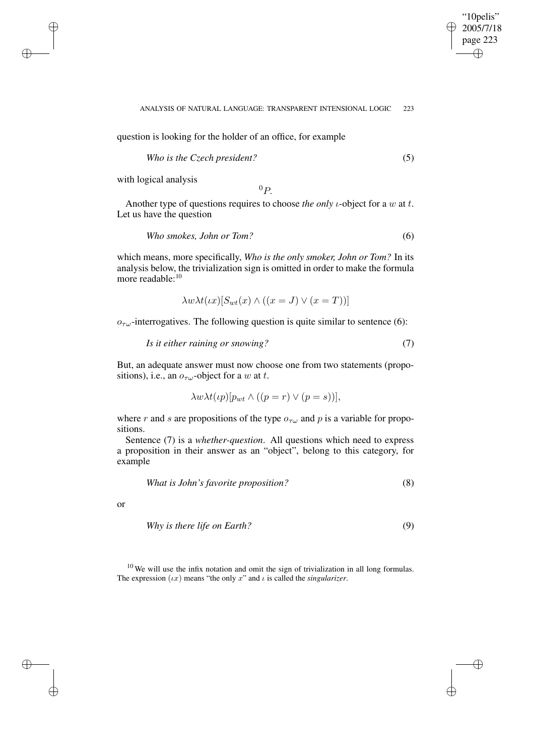question is looking for the holder of an office, for example

*Who is the Czech president?* (5)

with logical analysis

$$^0P.$$

Another type of questions requires to choose *the only* $\iota$-object for a $w$ at $t$. Let us have the question

*Who smokes, John or Tom?* (6)

which means, more specifically, *Who is the only smoker, John or Tom?* In its analysis below, the trivialization sign is omitted in order to make the formula more readable:[10]

$$\lambda w \lambda t (\iota x)[S_{wt}(x) \wedge ((x = J) \vee (x = T))]$$

$o_{\tau\omega}$-interrogatives. The following question is quite similar to sentence (6):

*Is it either raining or snowing?* (7)

But, an adequate answer must now choose one from two statements (propositions), i.e., an $o_{\tau\omega}$-object for a $w$ at $t$.

$$\lambda w \lambda t (\iota p)[p_{wt} \wedge ((p = r) \vee (p = s))],$$

where $r$ and $s$ are propositions of the type $o_{\tau\omega}$ and $p$ is a variable for propositions.

Sentence (7) is a *whether-question*. All questions which need to express a proposition in their answer as an "object", belong to this category, for example

*What is John's favorite proposition?* (8)

or

*Why is there life on Earth?* (9)

[10] We will use the infix notation and omit the sign of trivialization in all long formulas. The expression $(\iota x)$ means "the only $x$" and $\iota$ is called the *singularizer*.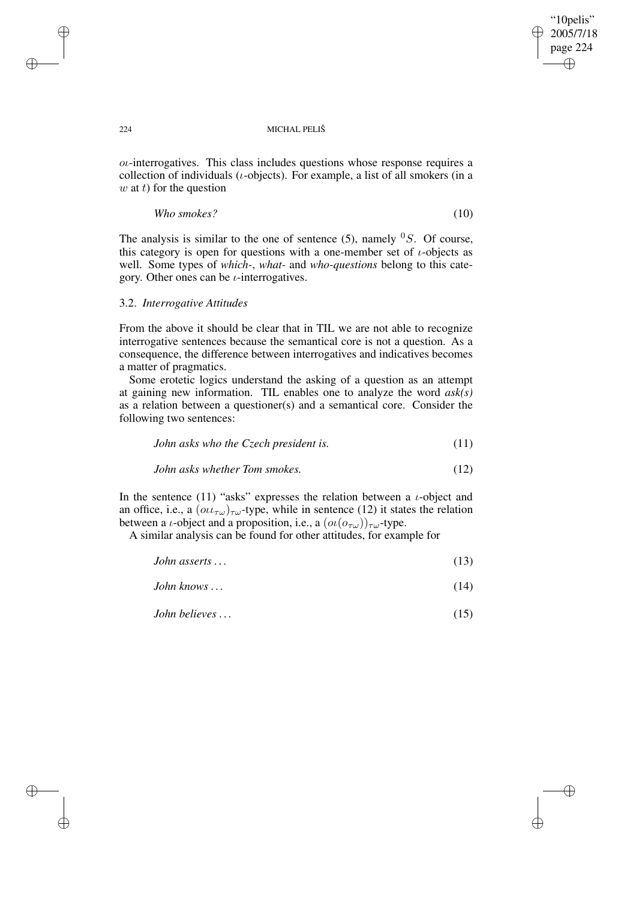$o\iota$-interrogatives. This class includes questions whose response requires a collection of individuals ($\iota$-objects). For example, a list of all smokers (in a $w$ at $t$) for the question

$$\textit{Who smokes?} \tag{10}$$

The analysis is similar to the one of sentence (5), namely ${}^0S$. Of course, this category is open for questions with a one-member set of $\iota$-objects as well. Some types of *which-*, *what-* and *who-questions* belong to this category. Other ones can be $\iota$-interrogatives.

### 3.2. *Interrogative Attitudes*

From the above it should be clear that in TIL we are not able to recognize interrogative sentences because the semantical core is not a question. As a consequence, the difference between interrogatives and indicatives becomes a matter of pragmatics.

Some erotetic logics understand the asking of a question as an attempt at gaining new information. TIL enables one to analyze the word *ask(s)* as a relation between a questioner(s) and a semantical core. Consider the following two sentences:

$$\textit{John asks who the Czech president is.} \tag{11}$$

$$\textit{John asks whether Tom smokes.} \tag{12}$$

In the sentence (11) "asks" expresses the relation between a $\iota$-object and an office, i.e., a $(o\iota\iota_{\tau\omega})_{\tau\omega}$-type, while in sentence (12) it states the relation between a $\iota$-object and a proposition, i.e., a $(o\iota(o_{\tau\omega}))_{\tau\omega}$-type.

A similar analysis can be found for other attitudes, for example for

$$\textit{John asserts} \ldots \tag{13}$$

$$\textit{John knows} \ldots \tag{14}$$

$$\textit{John believes} \ldots \tag{15}$$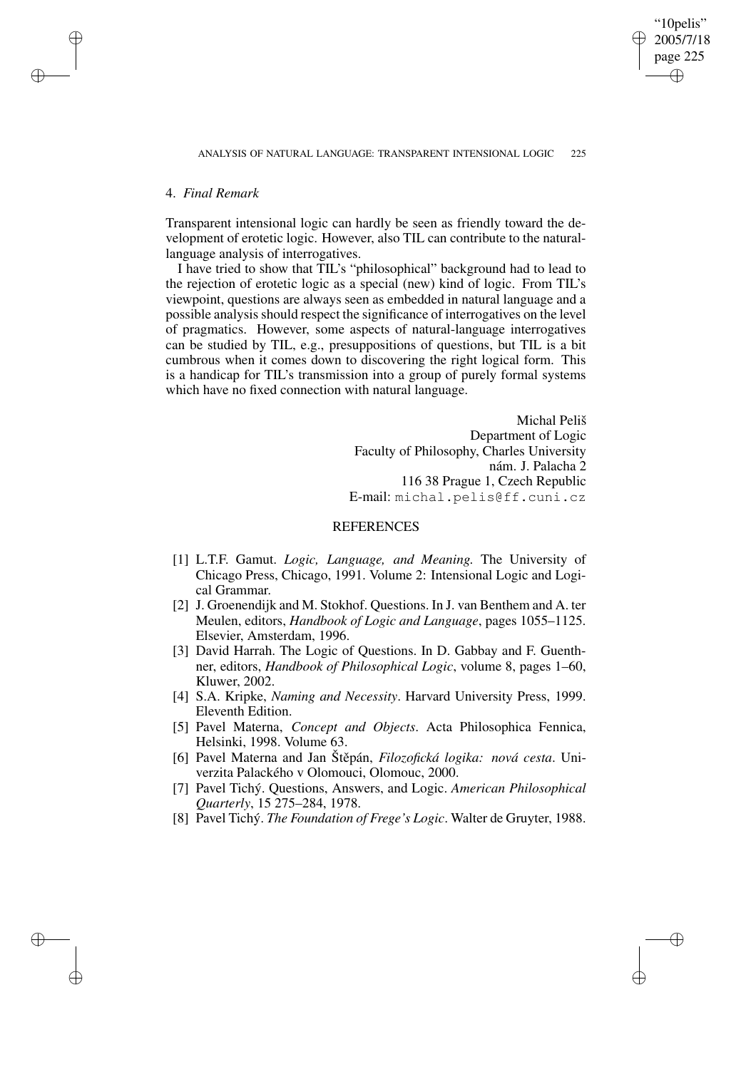## 4. *Final Remark*

Transparent intensional logic can hardly be seen as friendly toward the development of erotetic logic. However, also TIL can contribute to the natural-language analysis of interrogatives.

I have tried to show that TIL's "philosophical" background had to lead to the rejection of erotetic logic as a special (new) kind of logic. From TIL's viewpoint, questions are always seen as embedded in natural language and a possible analysis should respect the significance of interrogatives on the level of pragmatics. However, some aspects of natural-language interrogatives can be studied by TIL, e.g., presuppositions of questions, but TIL is a bit cumbrous when it comes down to discovering the right logical form. This is a handicap for TIL's transmission into a group of purely formal systems which have no fixed connection with natural language.

Michal Peliš
Department of Logic
Faculty of Philosophy, Charles University
nám. J. Palacha 2
116 38 Prague 1, Czech Republic
E-mail: michal.pelis@ff.cuni.cz

## REFERENCES

[1] L.T.F. Gamut. *Logic, Language, and Meaning.* The University of Chicago Press, Chicago, 1991. Volume 2: Intensional Logic and Logical Grammar.

[2] J. Groenendijk and M. Stokhof. Questions. In J. van Benthem and A. ter Meulen, editors, *Handbook of Logic and Language*, pages 1055–1125. Elsevier, Amsterdam, 1996.

[3] David Harrah. The Logic of Questions. In D. Gabbay and F. Guenthner, editors, *Handbook of Philosophical Logic*, volume 8, pages 1–60, Kluwer, 2002.

[4] S.A. Kripke, *Naming and Necessity*. Harvard University Press, 1999. Eleventh Edition.

[5] Pavel Materna, *Concept and Objects*. Acta Philosophica Fennica, Helsinki, 1998. Volume 63.

[6] Pavel Materna and Jan Štěpán, *Filozofická logika: nová cesta*. Univerzita Palackého v Olomouci, Olomouc, 2000.

[7] Pavel Tichý. Questions, Answers, and Logic. *American Philosophical Quarterly*, 15 275–284, 1978.

[8] Pavel Tichý. *The Foundation of Frege's Logic*. Walter de Gruyter, 1988.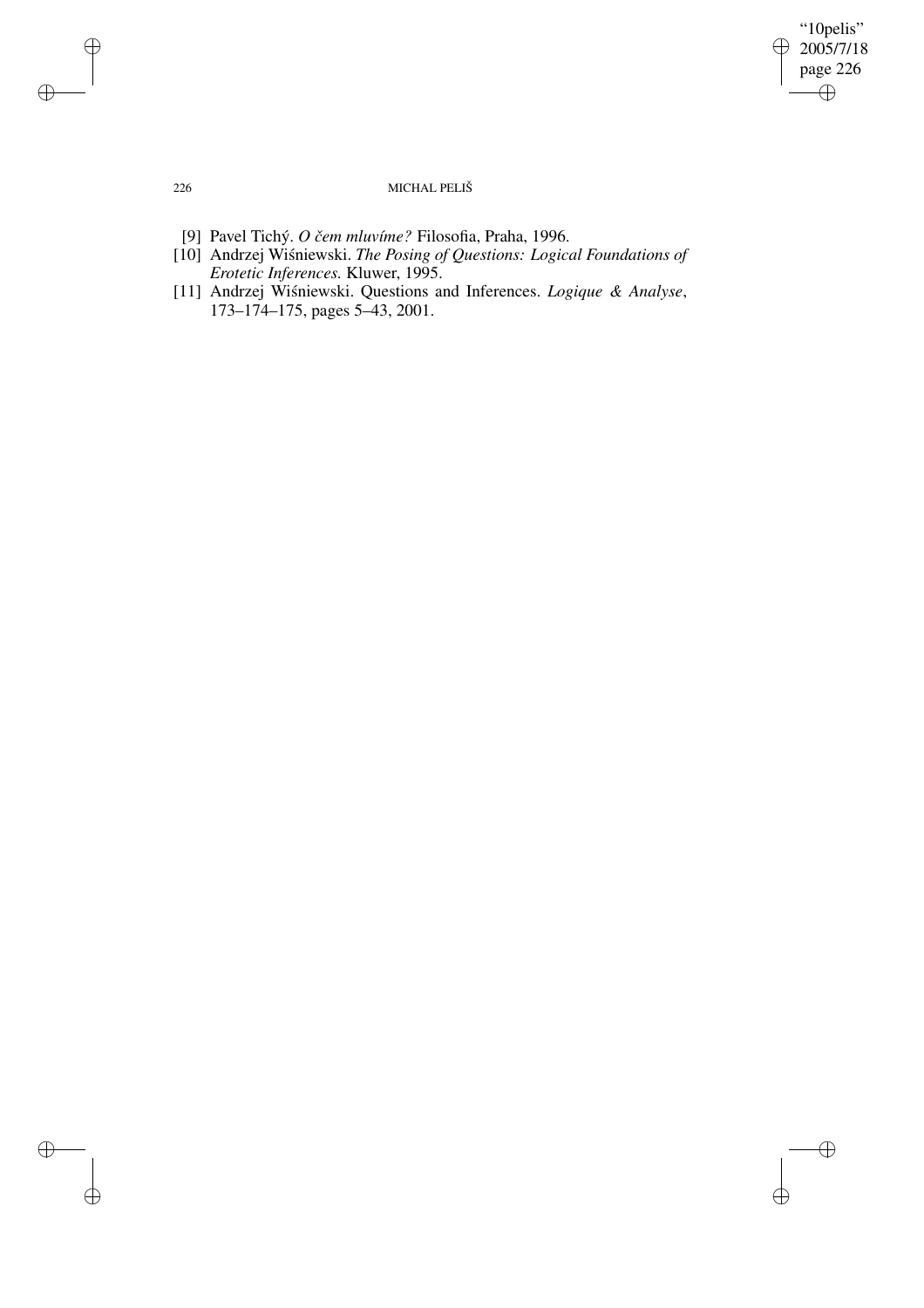[9] Pavel Tichý. *O čem mluvíme?* Filosofia, Praha, 1996.

[10] Andrzej Wiśniewski. *The Posing of Questions: Logical Foundations of Erotetic Inferences.* Kluwer, 1995.

[11] Andrzej Wiśniewski. Questions and Inferences. *Logique & Analyse*, 173–174–175, pages 5–43, 2001.